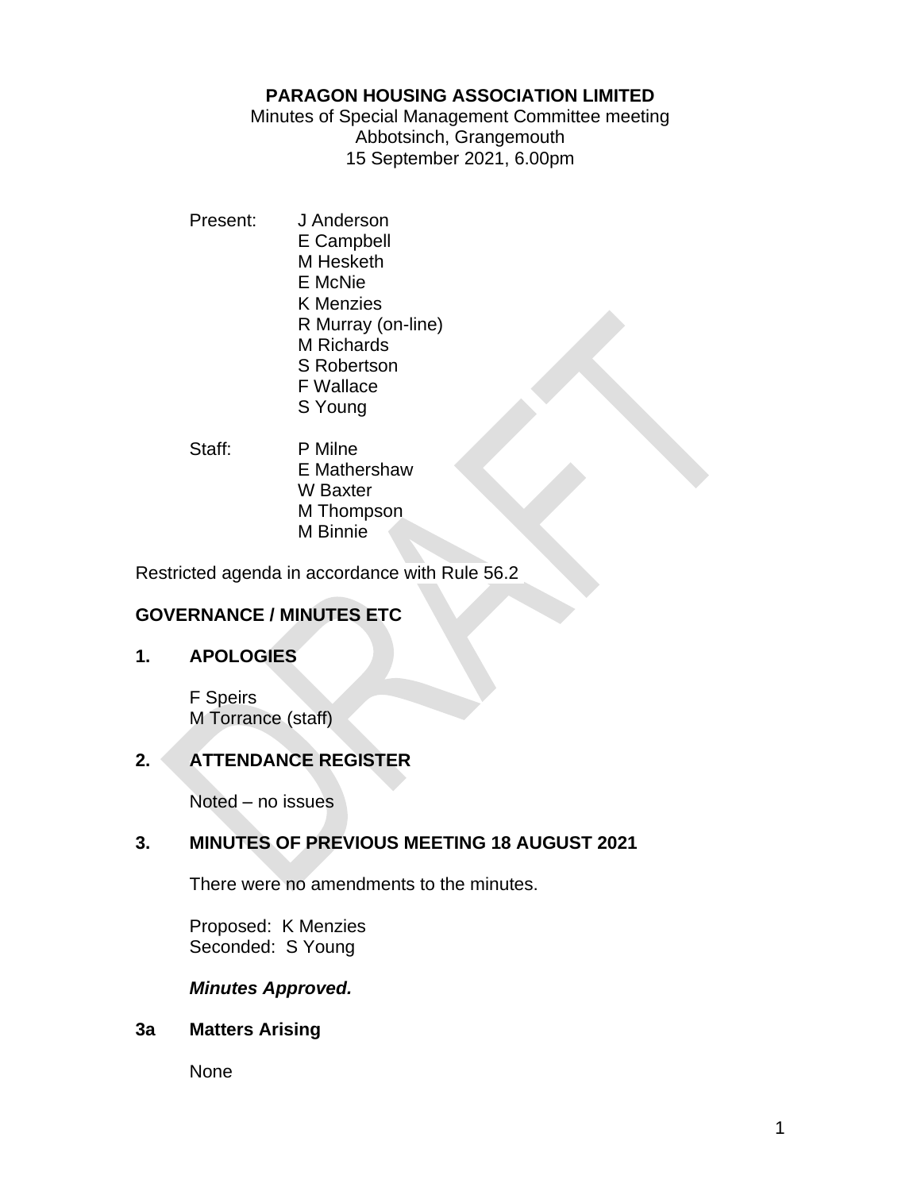# PARAGON HOUSING ASSOCIATION LIMITED

Minutes of Special Management Committee meeting
Abbotsinch, Grangemouth
15 September 2021, 6.00pm

Present:
J Anderson
E Campbell
M Hesketh
E McNie
K Menzies
R Murray (on-line)
M Richards
S Robertson
F Wallace
S Young

Staff:
P Milne
E Mathershaw
W Baxter
M Thompson
M Binnie

Restricted agenda in accordance with Rule 56.2

## GOVERNANCE / MINUTES ETC

### 1. APOLOGIES

F Speirs
M Torrance (staff)

### 2. ATTENDANCE REGISTER

Noted – no issues

### 3. MINUTES OF PREVIOUS MEETING 18 AUGUST 2021

There were no amendments to the minutes.

Proposed: K Menzies
Seconded: S Young

***Minutes Approved.***

### 3a Matters Arising

None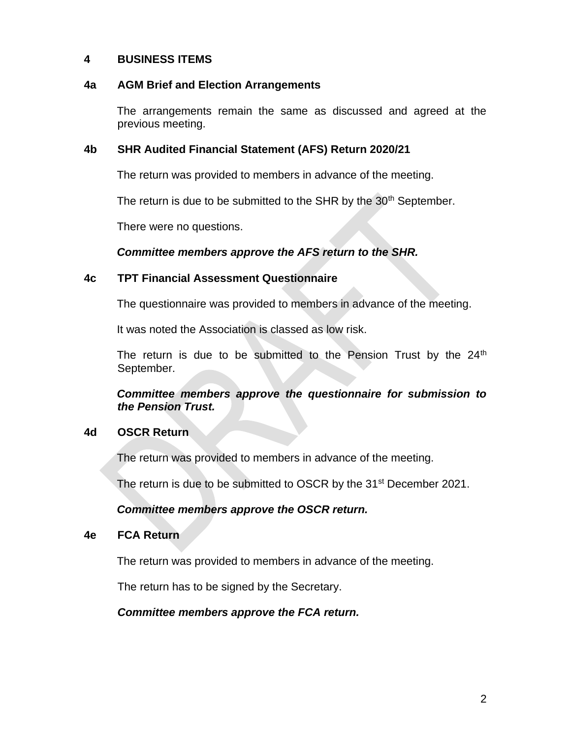## 4 BUSINESS ITEMS

### 4a AGM Brief and Election Arrangements

The arrangements remain the same as discussed and agreed at the previous meeting.

### 4b SHR Audited Financial Statement (AFS) Return 2020/21

The return was provided to members in advance of the meeting.

The return is due to be submitted to the SHR by the 30th September.

There were no questions.

***Committee members approve the AFS return to the SHR.***

### 4c TPT Financial Assessment Questionnaire

The questionnaire was provided to members in advance of the meeting.

It was noted the Association is classed as low risk.

The return is due to be submitted to the Pension Trust by the 24th September.

***Committee members approve the questionnaire for submission to the Pension Trust.***

### 4d OSCR Return

The return was provided to members in advance of the meeting.

The return is due to be submitted to OSCR by the 31st December 2021.

***Committee members approve the OSCR return.***

### 4e FCA Return

The return was provided to members in advance of the meeting.

The return has to be signed by the Secretary.

***Committee members approve the FCA return.***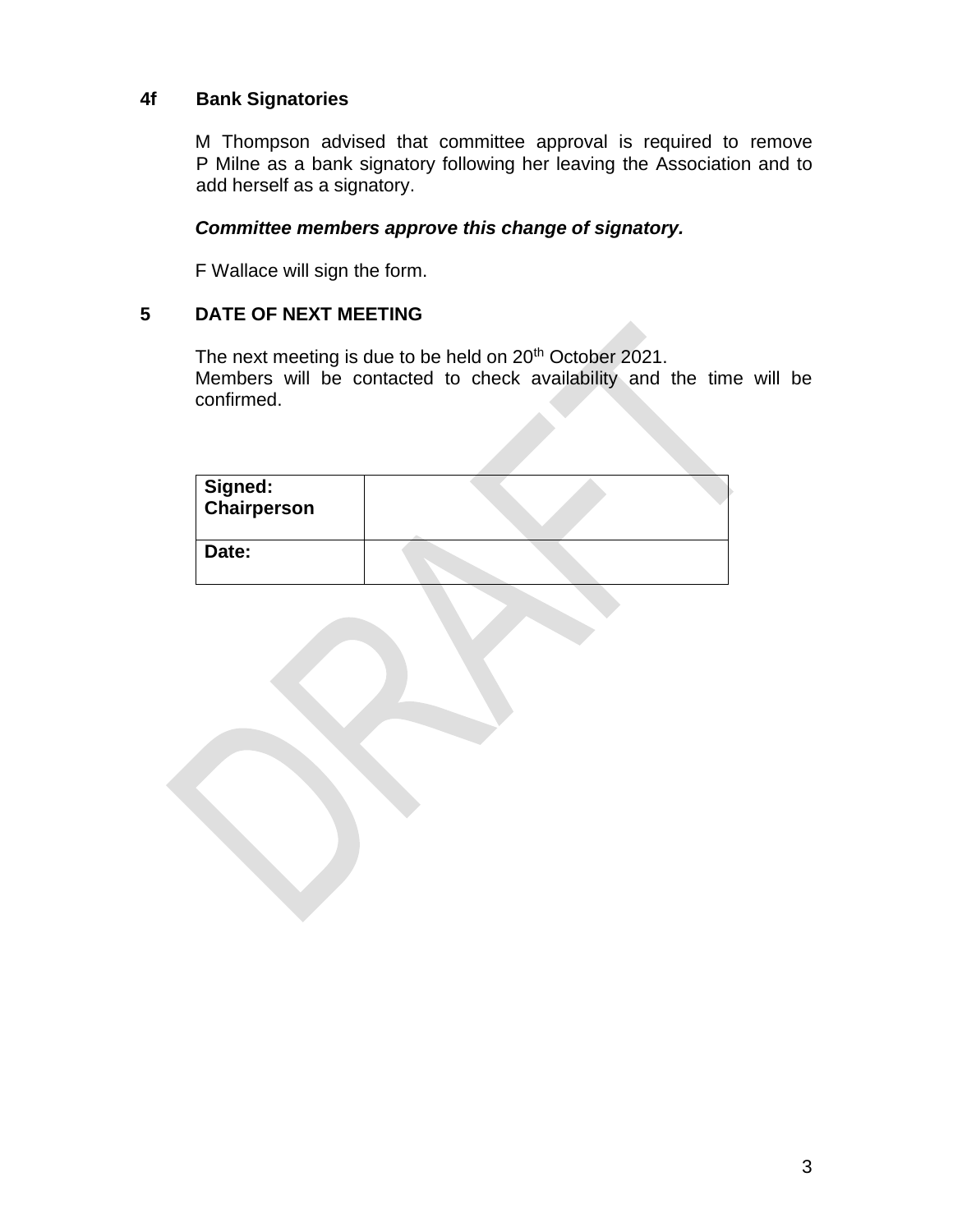### 4f Bank Signatories

M Thompson advised that committee approval is required to remove P Milne as a bank signatory following her leaving the Association and to add herself as a signatory.

***Committee members approve this change of signatory.***

F Wallace will sign the form.

## 5 DATE OF NEXT MEETING

The next meeting is due to be held on 20th October 2021.
Members will be contacted to check availability and the time will be confirmed.

| | |
|---|---|
| **Signed: Chairperson** | |
| **Date:** | |